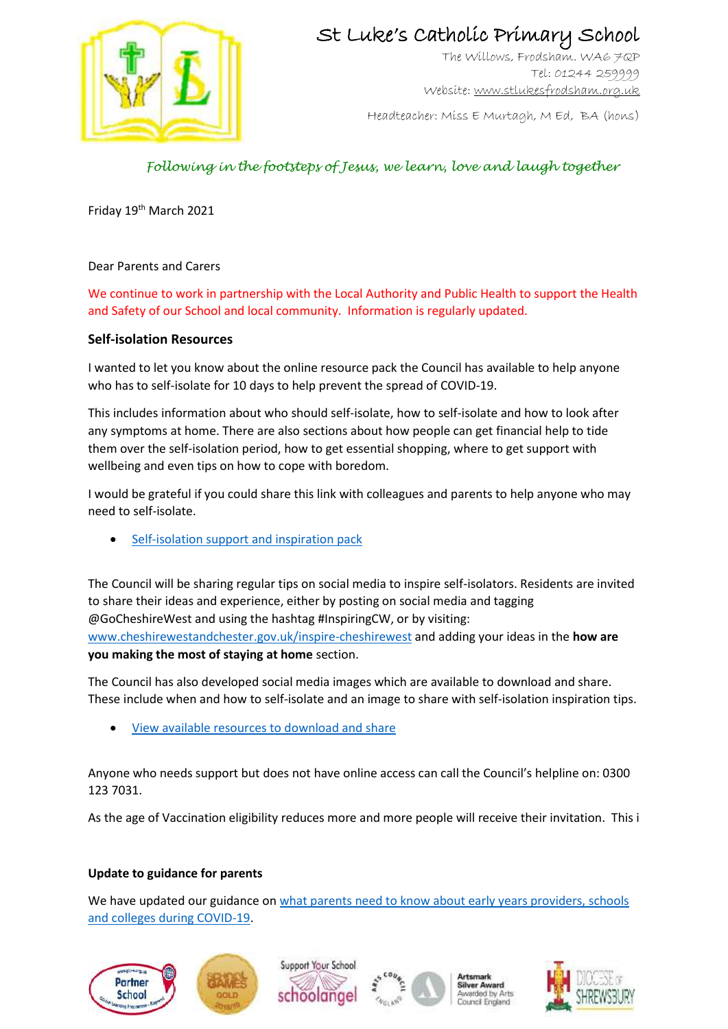# St Luke's Catholic Primary School

The Willows, Frodsham. WA6 7QP
Tel: 01244 259999
Website: www.stlukesfrodsham.org.uk

Headteacher: Miss E Murtagh, M Ed, BA (hons)

*Following in the footsteps of Jesus, we learn, love and laugh together*

Friday 19th March 2021

Dear Parents and Carers

We continue to work in partnership with the Local Authority and Public Health to support the Health and Safety of our School and local community. Information is regularly updated.

### Self-isolation Resources

I wanted to let you know about the online resource pack the Council has available to help anyone who has to self-isolate for 10 days to help prevent the spread of COVID-19.

This includes information about who should self-isolate, how to self-isolate and how to look after any symptoms at home. There are also sections about how people can get financial help to tide them over the self-isolation period, how to get essential shopping, where to get support with wellbeing and even tips on how to cope with boredom.

I would be grateful if you could share this link with colleagues and parents to help anyone who may need to self-isolate.

- Self-isolation support and inspiration pack

The Council will be sharing regular tips on social media to inspire self-isolators. Residents are invited to share their ideas and experience, either by posting on social media and tagging @GoCheshireWest and using the hashtag #InspiringCW, or by visiting: www.cheshirewestandchester.gov.uk/inspire-cheshirewest and adding your ideas in the **how are you making the most of staying at home** section.

The Council has also developed social media images which are available to download and share. These include when and how to self-isolate and an image to share with self-isolation inspiration tips.

- View available resources to download and share

Anyone who needs support but does not have online access can call the Council's helpline on: 0300 123 7031.

As the age of Vaccination eligibility reduces more and more people will receive their invitation. This i

### Update to guidance for parents

We have updated our guidance on what parents need to know about early years providers, schools and colleges during COVID-19.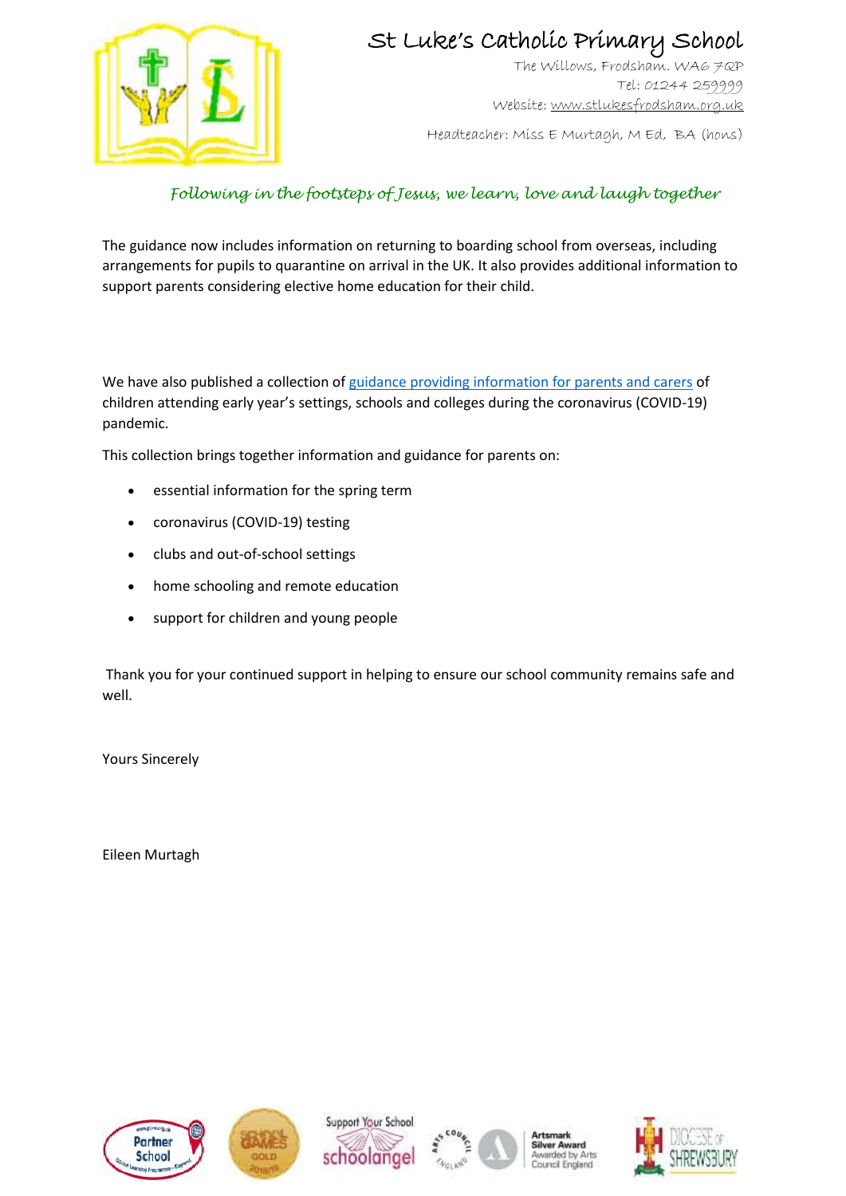# St Luke's Catholic Primary School

The Willows, Frodsham. WA6 7QP
Tel: 01244 259999
Website: www.stlukesfrodsham.org.uk

Headteacher: Miss E Murtagh, M Ed, BA (hons)

*Following in the footsteps of Jesus, we learn, love and laugh together*

The guidance now includes information on returning to boarding school from overseas, including arrangements for pupils to quarantine on arrival in the UK. It also provides additional information to support parents considering elective home education for their child.

We have also published a collection of guidance providing information for parents and carers of children attending early year's settings, schools and colleges during the coronavirus (COVID-19) pandemic.

This collection brings together information and guidance for parents on:

- essential information for the spring term
- coronavirus (COVID-19) testing
- clubs and out-of-school settings
- home schooling and remote education
- support for children and young people

Thank you for your continued support in helping to ensure our school community remains safe and well.

Yours Sincerely

Eileen Murtagh